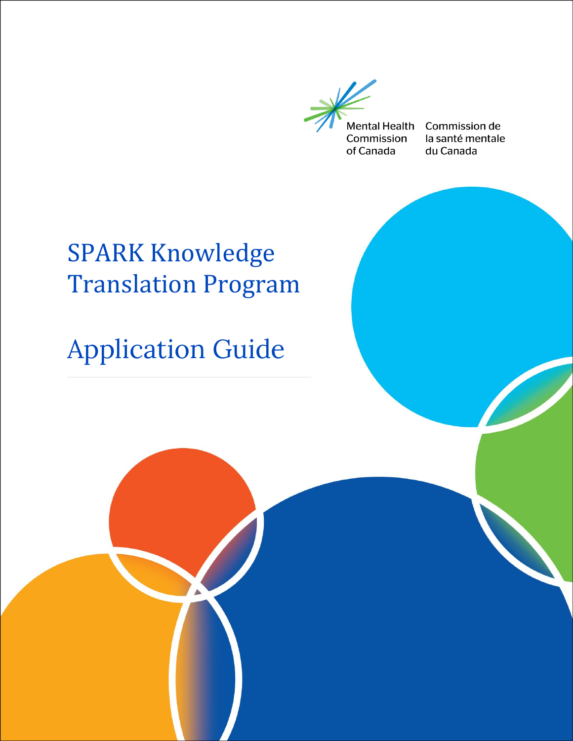Mental Health Commission of Canada

Commission de la santé mentale du Canada

# SPARK Knowledge Translation Program

# Application Guide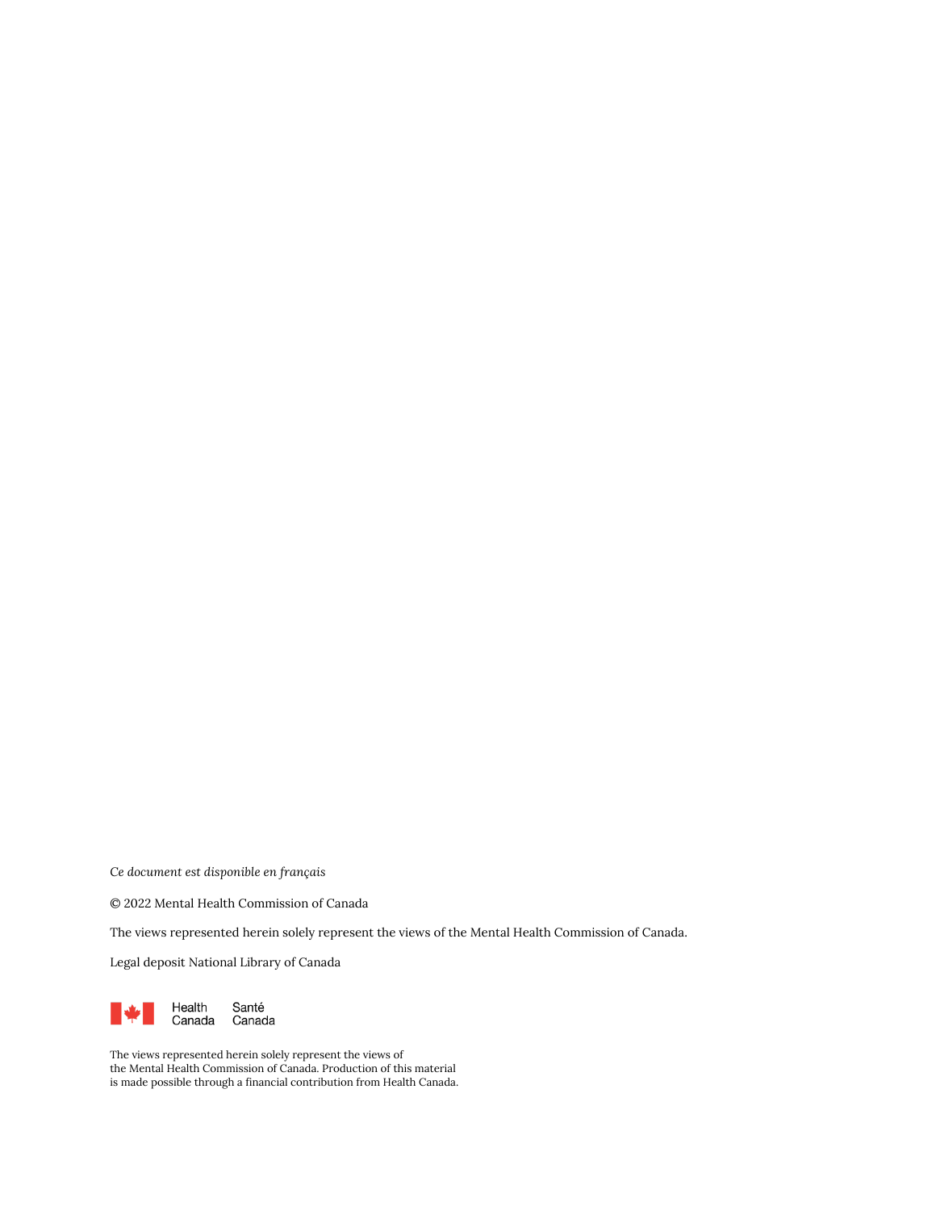*Ce document est disponible en français*

© 2022 Mental Health Commission of Canada

The views represented herein solely represent the views of the Mental Health Commission of Canada.

Legal deposit National Library of Canada

Health Canada Santé Canada

The views represented herein solely represent the views of the Mental Health Commission of Canada. Production of this material is made possible through a financial contribution from Health Canada.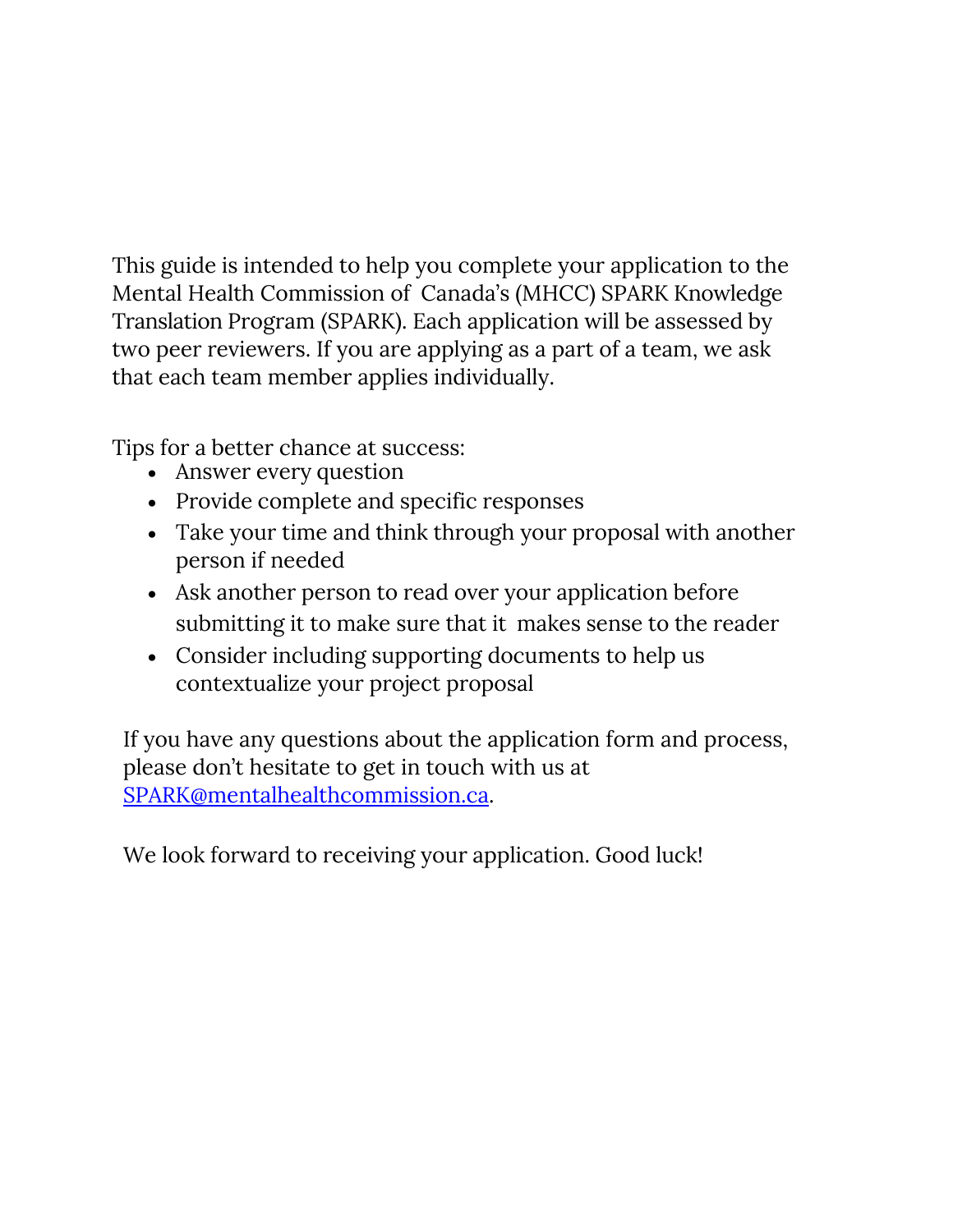This guide is intended to help you complete your application to the Mental Health Commission of Canada's (MHCC) SPARK Knowledge Translation Program (SPARK). Each application will be assessed by two peer reviewers. If you are applying as a part of a team, we ask that each team member applies individually.

Tips for a better chance at success:

- Answer every question
- Provide complete and specific responses
- Take your time and think through your proposal with another person if needed
- Ask another person to read over your application before submitting it to make sure that it makes sense to the reader
- Consider including supporting documents to help us contextualize your project proposal

If you have any questions about the application form and process, please don't hesitate to get in touch with us at SPARK@mentalhealthcommission.ca.

We look forward to receiving your application. Good luck!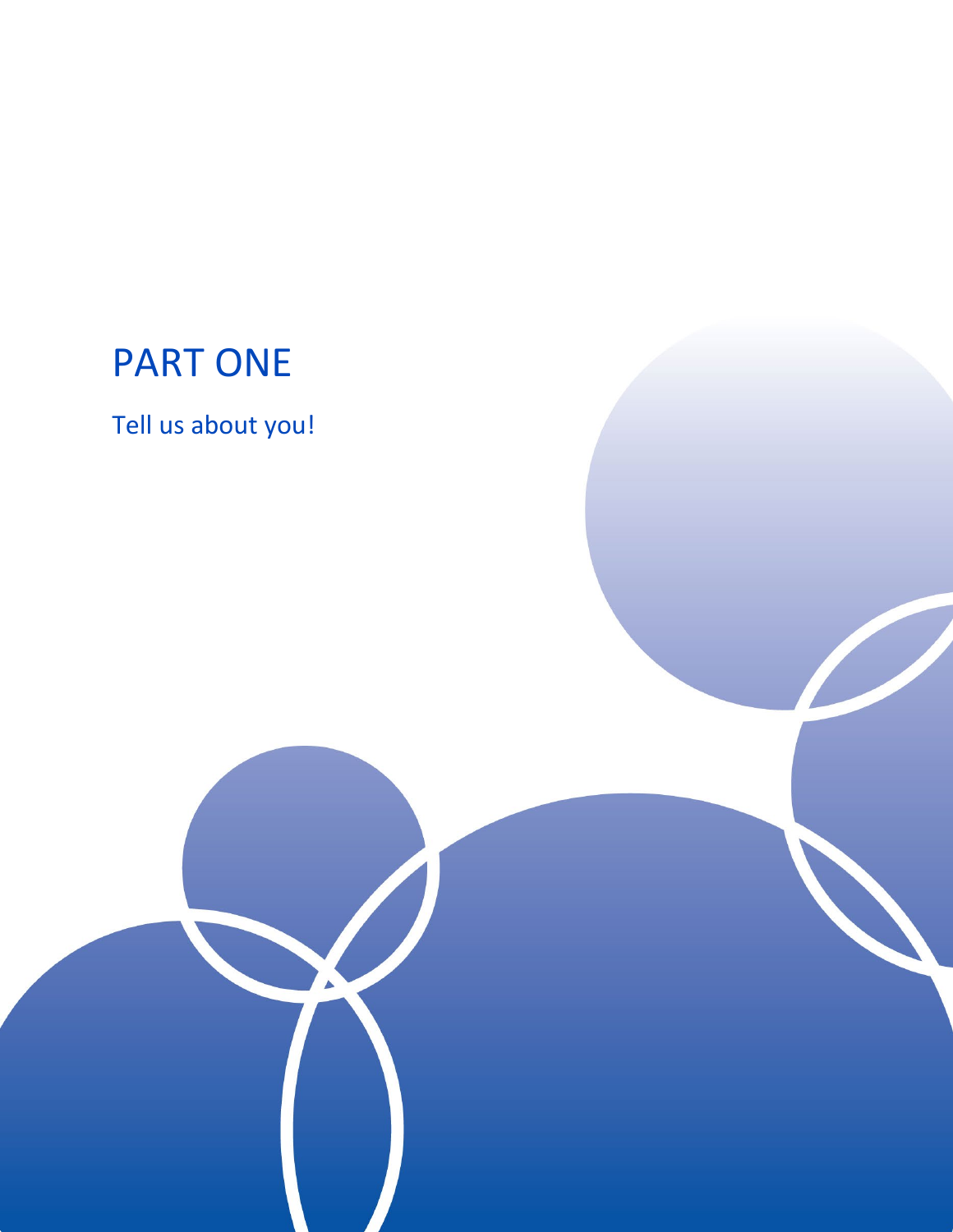# PART ONE

Tell us about you!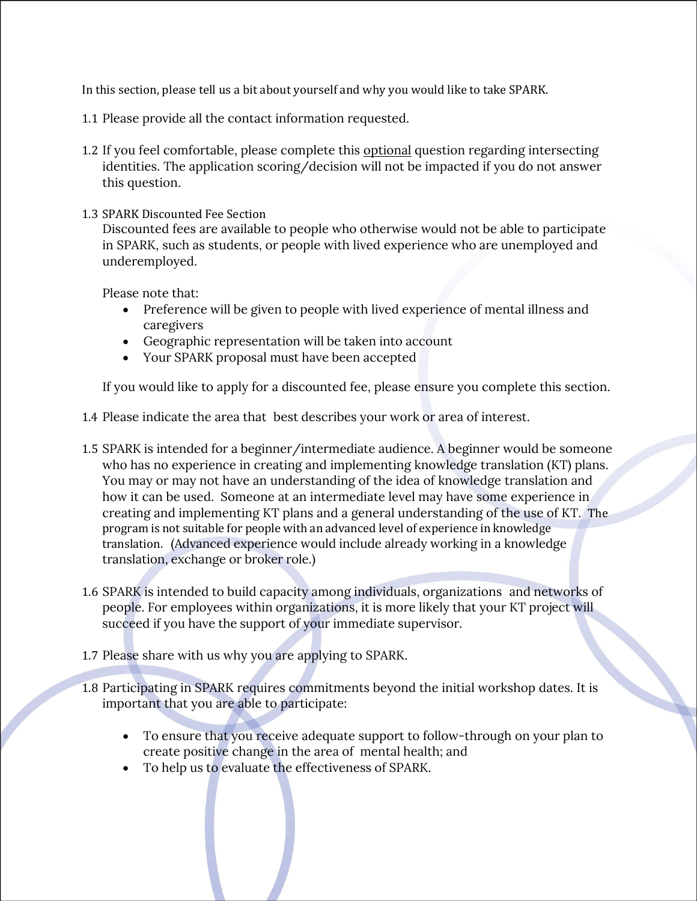In this section, please tell us a bit about yourself and why you would like to take SPARK.

1.1 Please provide all the contact information requested.

1.2 If you feel comfortable, please complete this optional question regarding intersecting identities. The application scoring/decision will not be impacted if you do not answer this question.

1.3 SPARK Discounted Fee Section

Discounted fees are available to people who otherwise would not be able to participate in SPARK, such as students, or people with lived experience who are unemployed and underemployed.

Please note that:

- Preference will be given to people with lived experience of mental illness and caregivers
- Geographic representation will be taken into account
- Your SPARK proposal must have been accepted

If you would like to apply for a discounted fee, please ensure you complete this section.

1.4 Please indicate the area that best describes your work or area of interest.

1.5 SPARK is intended for a beginner/intermediate audience. A beginner would be someone who has no experience in creating and implementing knowledge translation (KT) plans. You may or may not have an understanding of the idea of knowledge translation and how it can be used. Someone at an intermediate level may have some experience in creating and implementing KT plans and a general understanding of the use of KT. The program is not suitable for people with an advanced level of experience in knowledge translation. (Advanced experience would include already working in a knowledge translation, exchange or broker role.)

1.6 SPARK is intended to build capacity among individuals, organizations and networks of people. For employees within organizations, it is more likely that your KT project will succeed if you have the support of your immediate supervisor.

1.7 Please share with us why you are applying to SPARK.

1.8 Participating in SPARK requires commitments beyond the initial workshop dates. It is important that you are able to participate:

- To ensure that you receive adequate support to follow-through on your plan to create positive change in the area of mental health; and
- To help us to evaluate the effectiveness of SPARK.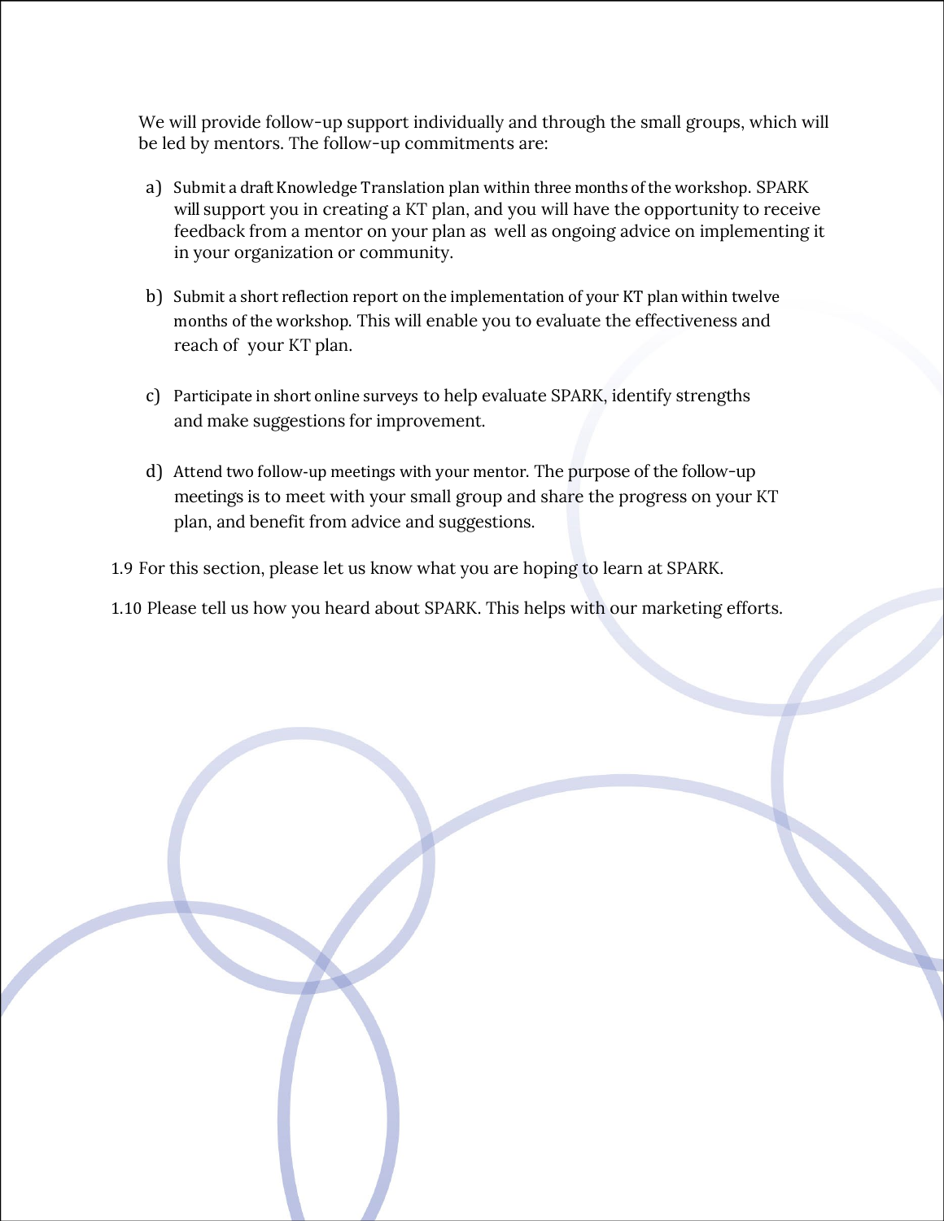We will provide follow-up support individually and through the small groups, which will be led by mentors. The follow-up commitments are:

a) Submit a draft Knowledge Translation plan within three months of the workshop. SPARK will support you in creating a KT plan, and you will have the opportunity to receive feedback from a mentor on your plan as well as ongoing advice on implementing it in your organization or community.

b) Submit a short reflection report on the implementation of your KT plan within twelve months of the workshop. This will enable you to evaluate the effectiveness and reach of your KT plan.

c) Participate in short online surveys to help evaluate SPARK, identify strengths and make suggestions for improvement.

d) Attend two follow-up meetings with your mentor. The purpose of the follow-up meetings is to meet with your small group and share the progress on your KT plan, and benefit from advice and suggestions.

1.9 For this section, please let us know what you are hoping to learn at SPARK.

1.10 Please tell us how you heard about SPARK. This helps with our marketing efforts.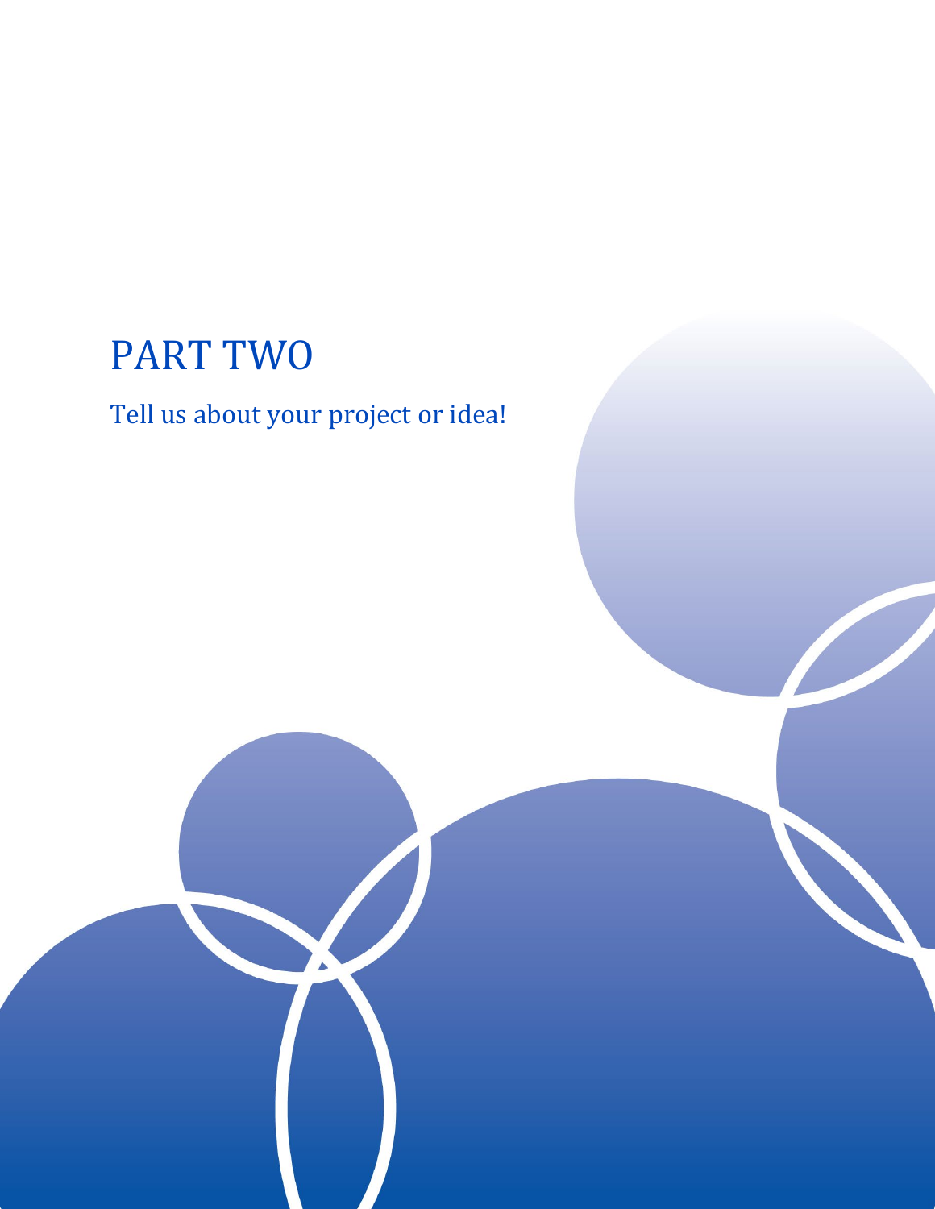# PART TWO

Tell us about your project or idea!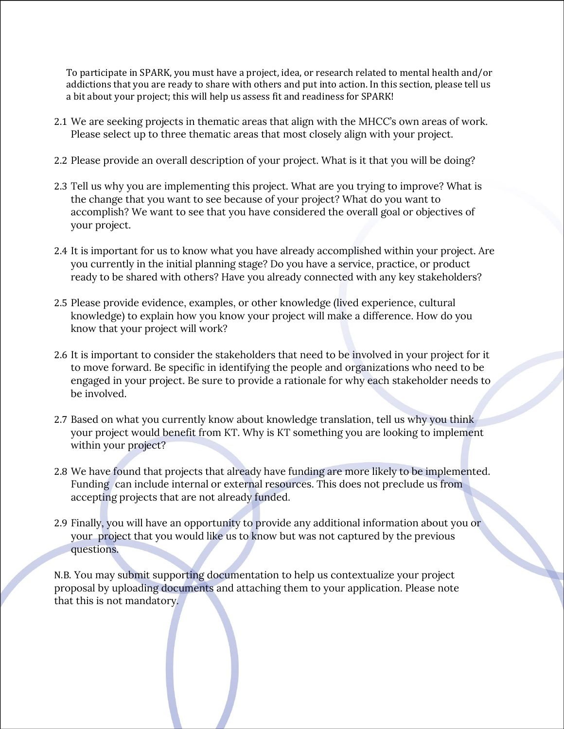To participate in SPARK, you must have a project, idea, or research related to mental health and/or addictions that you are ready to share with others and put into action. In this section, please tell us a bit about your project; this will help us assess fit and readiness for SPARK!

2.1 We are seeking projects in thematic areas that align with the MHCC's own areas of work. Please select up to three thematic areas that most closely align with your project.

2.2 Please provide an overall description of your project. What is it that you will be doing?

2.3 Tell us why you are implementing this project. What are you trying to improve? What is the change that you want to see because of your project? What do you want to accomplish? We want to see that you have considered the overall goal or objectives of your project.

2.4 It is important for us to know what you have already accomplished within your project. Are you currently in the initial planning stage? Do you have a service, practice, or product ready to be shared with others? Have you already connected with any key stakeholders?

2.5 Please provide evidence, examples, or other knowledge (lived experience, cultural knowledge) to explain how you know your project will make a difference. How do you know that your project will work?

2.6 It is important to consider the stakeholders that need to be involved in your project for it to move forward. Be specific in identifying the people and organizations who need to be engaged in your project. Be sure to provide a rationale for why each stakeholder needs to be involved.

2.7 Based on what you currently know about knowledge translation, tell us why you think your project would benefit from KT. Why is KT something you are looking to implement within your project?

2.8 We have found that projects that already have funding are more likely to be implemented. Funding can include internal or external resources. This does not preclude us from accepting projects that are not already funded.

2.9 Finally, you will have an opportunity to provide any additional information about you or your project that you would like us to know but was not captured by the previous questions.

N.B. You may submit supporting documentation to help us contextualize your project proposal by uploading documents and attaching them to your application. Please note that this is not mandatory.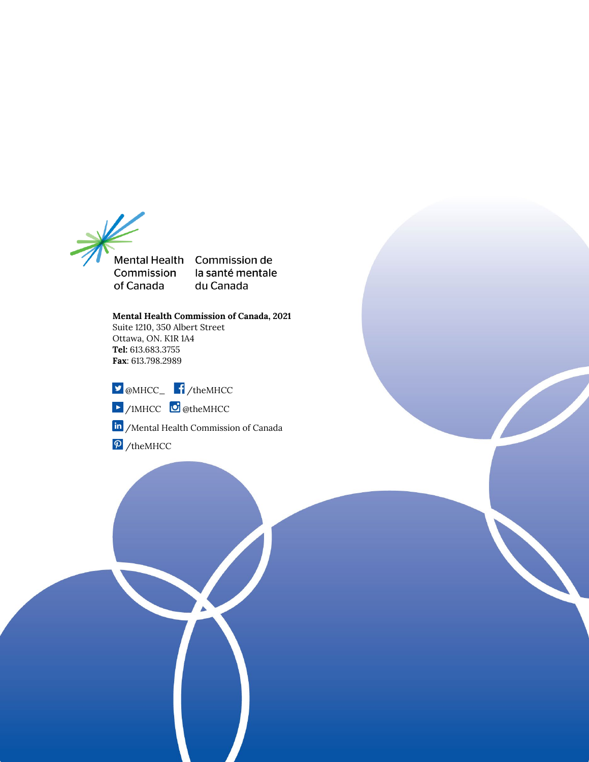Mental Health Commission of Canada

Commission de la santé mentale du Canada

**Mental Health Commission of Canada, 2021**
Suite 1210, 350 Albert Street
Ottawa, ON. K1R 1A4
**Tel:** 613.683.3755
**Fax**: 613.798.2989

@MHCC_ /theMHCC

/1MHCC @theMHCC

/Mental Health Commission of Canada

/theMHCC